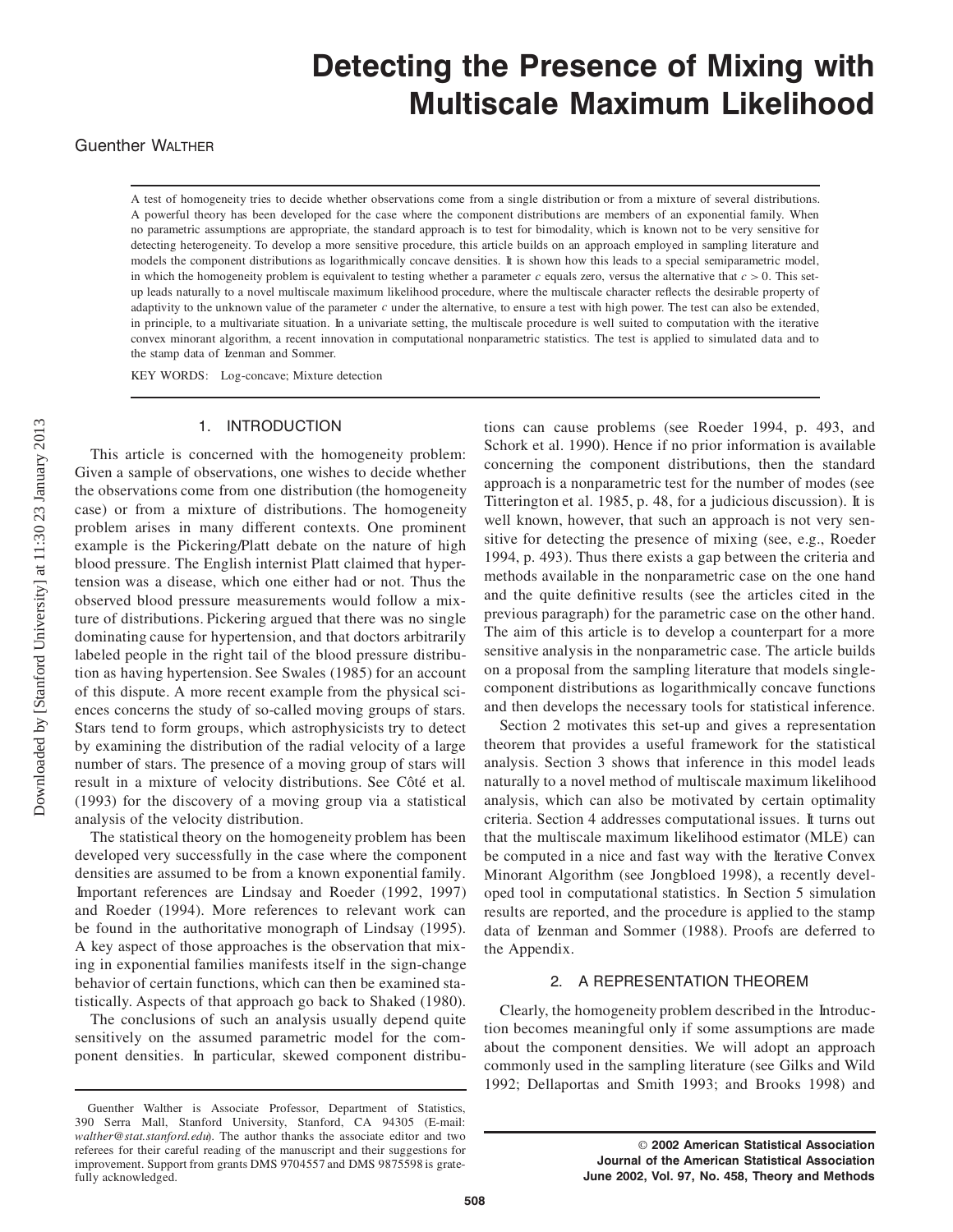# Detecting the Presence of Mixing with Multiscale Maximum Likelihood

Guenther WALTHER

A test of homogeneity tries to decide whether observations come from a single distribution or from a mixture of several distributions. A powerful theory has been developed for the case where the component distributions are members of an exponential family. When no parametric assumptions are appropriate, the standard approach is to test for bimodality, which is known not to be very sensitive for detecting heterogeneity. To develop a more sensitive procedure, this article builds on an approach employed in sampling literature and models the component distributions as logarithmically concave densities. It is shown how this leads to a special semiparametric model, in which the homogeneity problem is equivalent to testing whether a parameter $c$ equals zero, versus the alternative that $c > 0$. This set-up leads naturally to a novel multiscale maximum likelihood procedure, where the multiscale character reflects the desirable property of adaptivity to the unknown value of the parameter $c$ under the alternative, to ensure a test with high power. The test can also be extended, in principle, to a multivariate situation. In a univariate setting, the multiscale procedure is well suited to computation with the iterative convex minorant algorithm, a recent innovation in computational nonparametric statistics. The test is applied to simulated data and to the stamp data of Izenman and Sommer.

KEY WORDS: Log-concave; Mixture detection

## 1. INTRODUCTION

This article is concerned with the homogeneity problem: Given a sample of observations, one wishes to decide whether the observations come from one distribution (the homogeneity case) or from a mixture of distributions. The homogeneity problem arises in many different contexts. One prominent example is the Pickering/Platt debate on the nature of high blood pressure. The English internist Platt claimed that hypertension was a disease, which one either had or not. Thus the observed blood pressure measurements would follow a mixture of distributions. Pickering argued that there was no single dominating cause for hypertension, and that doctors arbitrarily labeled people in the right tail of the blood pressure distribution as having hypertension. See Swales (1985) for an account of this dispute. A more recent example from the physical sciences concerns the study of so-called moving groups of stars. Stars tend to form groups, which astrophysicists try to detect by examining the distribution of the radial velocity of a large number of stars. The presence of a moving group of stars will result in a mixture of velocity distributions. See Côté et al. (1993) for the discovery of a moving group via a statistical analysis of the velocity distribution.

The statistical theory on the homogeneity problem has been developed very successfully in the case where the component densities are assumed to be from a known exponential family. Important references are Lindsay and Roeder (1992, 1997) and Roeder (1994). More references to relevant work can be found in the authoritative monograph of Lindsay (1995). A key aspect of those approaches is the observation that mixing in exponential families manifests itself in the sign-change behavior of certain functions, which can then be examined statistically. Aspects of that approach go back to Shaked (1980).

The conclusions of such an analysis usually depend quite sensitively on the assumed parametric model for the component densities. In particular, skewed component distributions can cause problems (see Roeder 1994, p. 493, and Schork et al. 1990). Hence if no prior information is available concerning the component distributions, then the standard approach is a nonparametric test for the number of modes (see Titterington et al. 1985, p. 48, for a judicious discussion). It is well known, however, that such an approach is not very sensitive for detecting the presence of mixing (see, e.g., Roeder 1994, p. 493). Thus there exists a gap between the criteria and methods available in the nonparametric case on the one hand and the quite definitive results (see the articles cited in the previous paragraph) for the parametric case on the other hand. The aim of this article is to develop a counterpart for a more sensitive analysis in the nonparametric case. The article builds on a proposal from the sampling literature that models single-component distributions as logarithmically concave functions and then develops the necessary tools for statistical inference.

Section 2 motivates this set-up and gives a representation theorem that provides a useful framework for the statistical analysis. Section 3 shows that inference in this model leads naturally to a novel method of multiscale maximum likelihood analysis, which can also be motivated by certain optimality criteria. Section 4 addresses computational issues. It turns out that the multiscale maximum likelihood estimator (MLE) can be computed in a nice and fast way with the Iterative Convex Minorant Algorithm (see Jongbloed 1998), a recently developed tool in computational statistics. In Section 5 simulation results are reported, and the procedure is applied to the stamp data of Izenman and Sommer (1988). Proofs are deferred to the Appendix.

## 2. A REPRESENTATION THEOREM

Clearly, the homogeneity problem described in the Introduction becomes meaningful only if some assumptions are made about the component densities. We will adopt an approach commonly used in the sampling literature (see Gilks and Wild 1992; Dellaportas and Smith 1993; and Brooks 1998) and

Guenther Walther is Associate Professor, Department of Statistics, 390 Serra Mall, Stanford University, Stanford, CA 94305 (E-mail: *walther@stat.stanford.edu*). The author thanks the associate editor and two referees for their careful reading of the manuscript and their suggestions for improvement. Support from grants DMS 9704557 and DMS 9875598 is gratefully acknowledged.

© 2002 American Statistical Association
Journal of the American Statistical Association
June 2002, Vol. 97, No. 458, Theory and Methods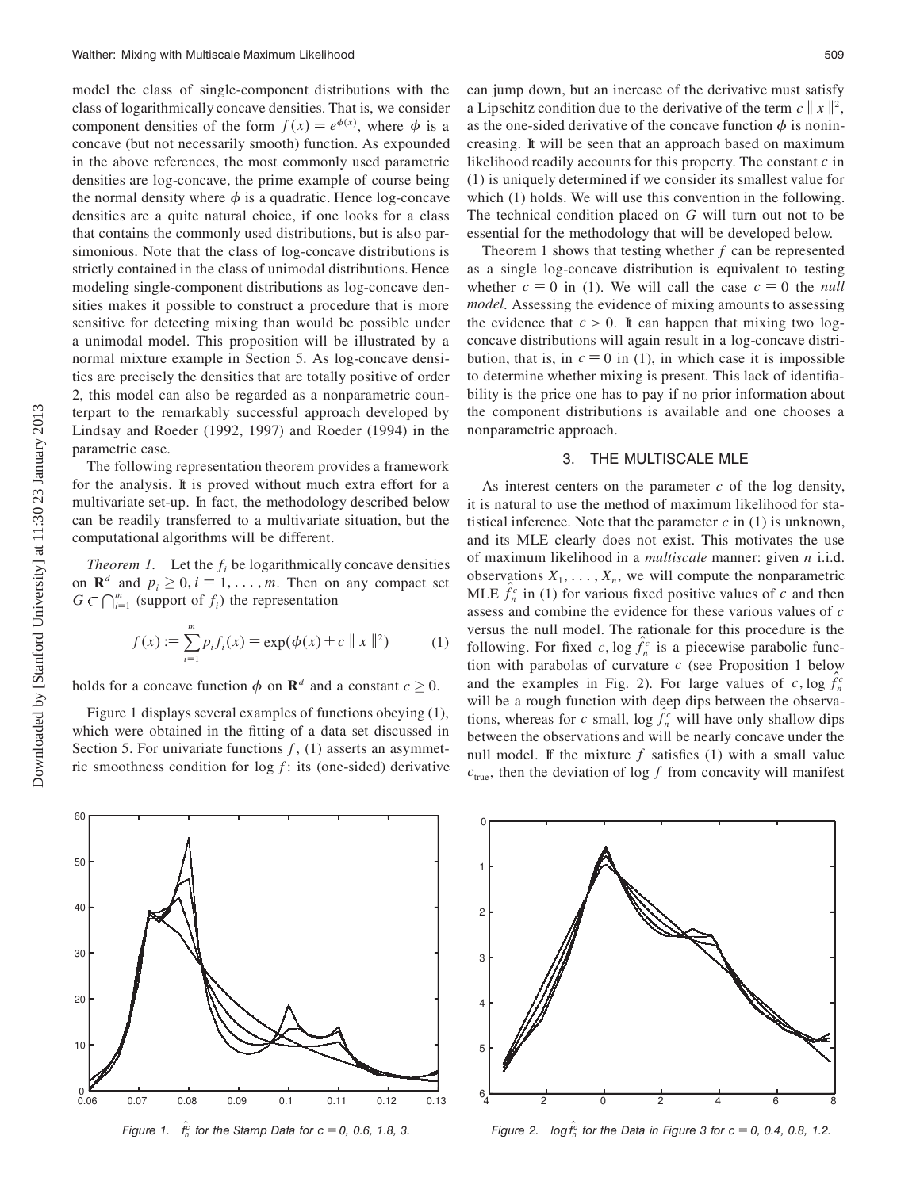model the class of single-component distributions with the class of logarithmically concave densities. That is, we consider component densities of the form $f(x) = e^{\phi(x)}$, where $\phi$ is a concave (but not necessarily smooth) function. As expounded in the above references, the most commonly used parametric densities are log-concave, the prime example of course being the normal density where $\phi$ is a quadratic. Hence log-concave densities are a quite natural choice, if one looks for a class that contains the commonly used distributions, but is also parsimonious. Note that the class of log-concave distributions is strictly contained in the class of unimodal distributions. Hence modeling single-component distributions as log-concave densities makes it possible to construct a procedure that is more sensitive for detecting mixing than would be possible under a unimodal model. This proposition will be illustrated by a normal mixture example in Section 5. As log-concave densities are precisely the densities that are totally positive of order 2, this model can also be regarded as a nonparametric counterpart to the remarkably successful approach developed by Lindsay and Roeder (1992, 1997) and Roeder (1994) in the parametric case.

The following representation theorem provides a framework for the analysis. It is proved without much extra effort for a multivariate set-up. In fact, the methodology described below can be readily transferred to a multivariate situation, but the computational algorithms will be different.

*Theorem 1.* Let the $f_i$ be logarithmically concave densities on $\mathbf{R}^d$ and $p_i \geq 0, i = 1, \ldots, m$. Then on any compact set $G \subset \bigcap_{i=1}^m$ (support of $f_i$) the representation

$$f(x) := \sum_{i=1}^m p_i f_i(x) = \exp(\phi(x) + c \parallel x \parallel^2) \tag{1}$$

holds for a concave function $\phi$ on $\mathbf{R}^d$ and a constant $c \geq 0$.

Figure 1 displays several examples of functions obeying (1), which were obtained in the fitting of a data set discussed in Section 5. For univariate functions $f$, (1) asserts an asymmetric smoothness condition for $\log f$: its (one-sided) derivative can jump down, but an increase of the derivative must satisfy a Lipschitz condition due to the derivative of the term $c \parallel x \parallel^2$, as the one-sided derivative of the concave function $\phi$ is nonincreasing. It will be seen that an approach based on maximum likelihood readily accounts for this property. The constant $c$ in (1) is uniquely determined if we consider its smallest value for which (1) holds. We will use this convention in the following. The technical condition placed on $G$ will turn out not to be essential for the methodology that will be developed below.

Theorem 1 shows that testing whether $f$ can be represented as a single log-concave distribution is equivalent to testing whether $c = 0$ in (1). We will call the case $c = 0$ the *null model*. Assessing the evidence of mixing amounts to assessing the evidence that $c > 0$. It can happen that mixing two log-concave distributions will again result in a log-concave distribution, that is, in $c = 0$ in (1), in which case it is impossible to determine whether mixing is present. This lack of identifiability is the price one has to pay if no prior information about the component distributions is available and one chooses a nonparametric approach.

## 3. THE MULTISCALE MLE

As interest centers on the parameter $c$ of the log density, it is natural to use the method of maximum likelihood for statistical inference. Note that the parameter $c$ in (1) is unknown, and its MLE clearly does not exist. This motivates the use of maximum likelihood in a *multiscale* manner: given $n$ i.i.d. observations $X_1, \ldots, X_n$, we will compute the nonparametric MLE $\hat{f}_n^c$ in (1) for various fixed positive values of $c$ and then assess and combine the evidence for these various values of $c$ versus the null model. The rationale for this procedure is the following. For fixed $c$, $\log \hat{f}_n^c$ is a piecewise parabolic function with parabolas of curvature $c$ (see Proposition 1 below and the examples in Fig. 2). For large values of $c$, $\log \hat{f}_n^c$ will be a rough function with deep dips between the observations, whereas for $c$ small, $\log \hat{f}_n^c$ will have only shallow dips between the observations and will be nearly concave under the null model. If the mixture $f$ satisfies (1) with a small value $c_{\text{true}}$, then the deviation of $\log f$ from concavity will manifest

*Figure 1. $\hat{f}_n^c$ for the Stamp Data for c = 0, 0.6, 1.8, 3.*

*Figure 2. $\log \hat{f}_n^c$ for the Data in Figure 3 for c = 0, 0.4, 0.8, 1.2.*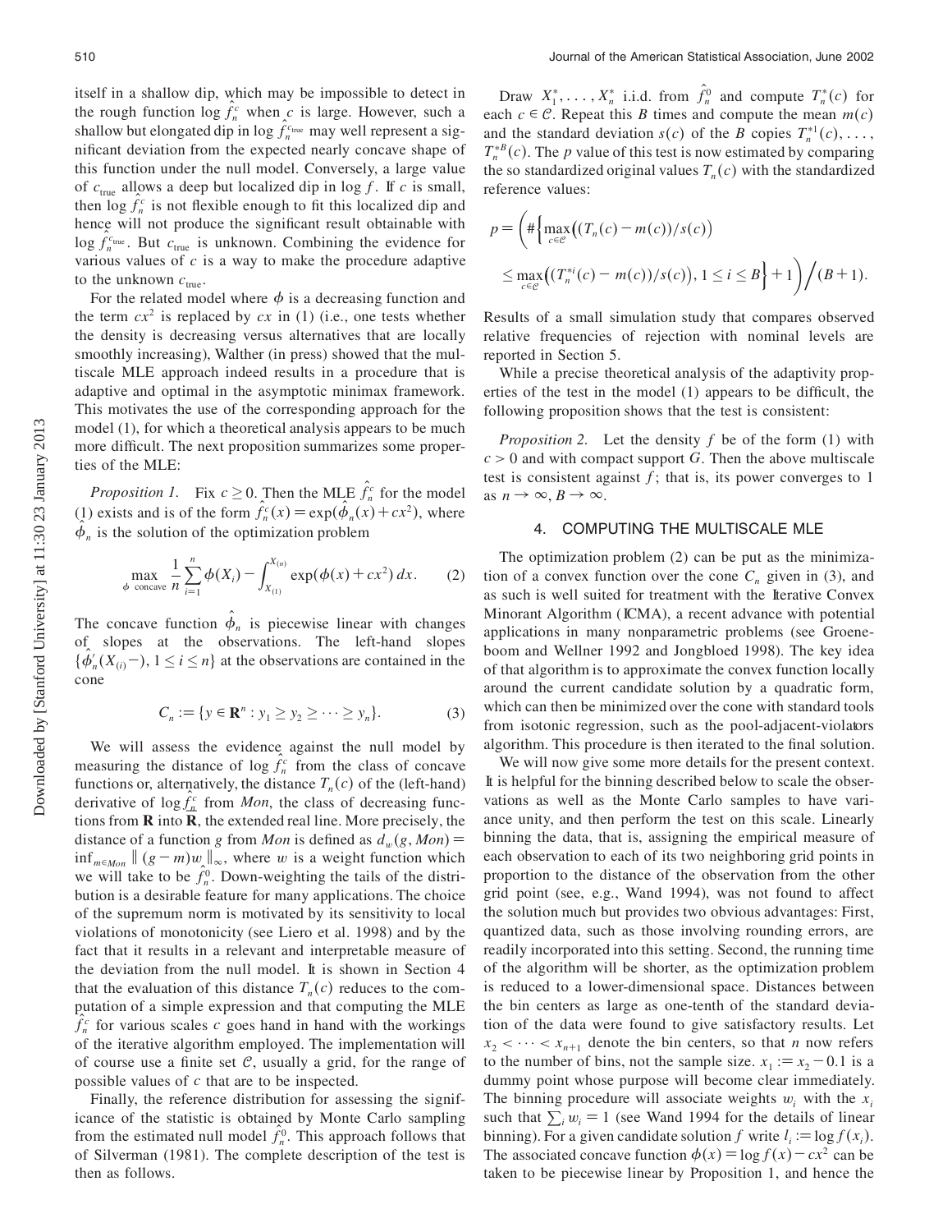itself in a shallow dip, which may be impossible to detect in the rough function $\log \hat{f}_n^c$ when $c$ is large. However, such a shallow but elongated dip in $\log \hat{f}_n^{c_{\text{true}}}$ may well represent a significant deviation from the expected nearly concave shape of this function under the null model. Conversely, a large value of $c_{\text{true}}$ allows a deep but localized dip in $\log f$. If $c$ is small, then $\log \hat{f}_n^c$ is not flexible enough to fit this localized dip and hence will not produce the significant result obtainable with $\log \hat{f}_n^{c_{\text{true}}}$. But $c_{\text{true}}$ is unknown. Combining the evidence for various values of $c$ is a way to make the procedure adaptive to the unknown $c_{\text{true}}$.

For the related model where $\phi$ is a decreasing function and the term $cx^2$ is replaced by $cx$ in (1) (i.e., one tests whether the density is decreasing versus alternatives that are locally smoothly increasing), Walther (in press) showed that the multiscale MLE approach indeed results in a procedure that is adaptive and optimal in the asymptotic minimax framework. This motivates the use of the corresponding approach for the model (1), for which a theoretical analysis appears to be much more difficult. The next proposition summarizes some properties of the MLE:

*Proposition 1.* Fix $c \geq 0$. Then the MLE $\hat{f}_n^c$ for the model (1) exists and is of the form $\hat{f}_n^c(x) = \exp(\hat{\phi}_n(x) + cx^2)$, where $\hat{\phi}_n$ is the solution of the optimization problem

$$\max_{\phi \text{ concave}} \frac{1}{n} \sum_{i=1}^{n} \phi(X_i) - \int_{X_{(1)}}^{X_{(n)}} \exp(\phi(x) + cx^2)\, dx. \tag{2}$$

The concave function $\hat{\phi}_n$ is piecewise linear with changes of slopes at the observations. The left-hand slopes $\{\hat{\phi}_n'(X_{(i)}-), 1 \leq i \leq n\}$ at the observations are contained in the cone

$$C_n := \{y \in \mathbf{R}^n : y_1 \geq y_2 \geq \cdots \geq y_n\}. \tag{3}$$

We will assess the evidence against the null model by measuring the distance of $\log \hat{f}_n^c$ from the class of concave functions or, alternatively, the distance $T_n(c)$ of the (left-hand) derivative of $\log \hat{f}_n^c$ from *Mon*, the class of decreasing functions from $\mathbf{R}$ into $\bar{\mathbf{R}}$, the extended real line. More precisely, the distance of a function $g$ from *Mon* is defined as $d_w(g, Mon) = \inf_{m \in Mon} \| (g - m)w \|_\infty$, where $w$ is a weight function which we will take to be $\hat{f}_n^0$. Down-weighting the tails of the distribution is a desirable feature for many applications. The choice of the supremum norm is motivated by its sensitivity to local violations of monotonicity (see Liero et al. 1998) and by the fact that it results in a relevant and interpretable measure of the deviation from the null model. It is shown in Section 4 that the evaluation of this distance $T_n(c)$ reduces to the computation of a simple expression and that computing the MLE $\hat{f}_n^c$ for various scales $c$ goes hand in hand with the workings of the iterative algorithm employed. The implementation will of course use a finite set $\mathcal{C}$, usually a grid, for the range of possible values of $c$ that are to be inspected.

Finally, the reference distribution for assessing the significance of the statistic is obtained by Monte Carlo sampling from the estimated null model $\hat{f}_n^0$. This approach follows that of Silverman (1981). The complete description of the test is then as follows.

Draw $X_1^*, \ldots, X_n^*$ i.i.d. from $\hat{f}_n^0$ and compute $T_n^*(c)$ for each $c \in \mathcal{C}$. Repeat this $B$ times and compute the mean $m(c)$ and the standard deviation $s(c)$ of the $B$ copies $T_n^{*1}(c), \ldots, T_n^{*B}(c)$. The $p$ value of this test is now estimated by comparing the so standardized original values $T_n(c)$ with the standardized reference values:

$$p = \left( \# \left\{ \max_{c \in \mathcal{C}} \left( (T_n(c) - m(c))/s(c) \right) \leq \max_{c \in \mathcal{C}} \left( (T_n^{*i}(c) - m(c))/s(c) \right), 1 \leq i \leq B \right\} + 1 \right) \Big/ (B + 1).$$

Results of a small simulation study that compares observed relative frequencies of rejection with nominal levels are reported in Section 5.

While a precise theoretical analysis of the adaptivity properties of the test in the model (1) appears to be difficult, the following proposition shows that the test is consistent:

*Proposition 2.* Let the density $f$ be of the form (1) with $c > 0$ and with compact support $G$. Then the above multiscale test is consistent against $f$; that is, its power converges to 1 as $n \to \infty$, $B \to \infty$.

## 4. COMPUTING THE MULTISCALE MLE

The optimization problem (2) can be put as the minimization of a convex function over the cone $C_n$ given in (3), and as such is well suited for treatment with the Iterative Convex Minorant Algorithm (ICMA), a recent advance with potential applications in many nonparametric problems (see Groeneboom and Wellner 1992 and Jongbloed 1998). The key idea of that algorithm is to approximate the convex function locally around the current candidate solution by a quadratic form, which can then be minimized over the cone with standard tools from isotonic regression, such as the pool-adjacent-violators algorithm. This procedure is then iterated to the final solution.

We will now give some more details for the present context. It is helpful for the binning described below to scale the observations as well as the Monte Carlo samples to have variance unity, and then perform the test on this scale. Linearly binning the data, that is, assigning the empirical measure of each observation to each of its two neighboring grid points in proportion to the distance of the observation from the other grid point (see, e.g., Wand 1994), was not found to affect the solution much but provides two obvious advantages: First, quantized data, such as those involving rounding errors, are readily incorporated into this setting. Second, the running time of the algorithm will be shorter, as the optimization problem is reduced to a lower-dimensional space. Distances between the bin centers as large as one-tenth of the standard deviation of the data were found to give satisfactory results. Let $x_2 < \cdots < x_{n+1}$ denote the bin centers, so that $n$ now refers to the number of bins, not the sample size. $x_1 := x_2 - 0.1$ is a dummy point whose purpose will become clear immediately. The binning procedure will associate weights $w_i$ with the $x_i$ such that $\sum_i w_i = 1$ (see Wand 1994 for the details of linear binning). For a given candidate solution $f$ write $l_i := \log f(x_i)$. The associated concave function $\phi(x) = \log f(x) - cx^2$ can be taken to be piecewise linear by Proposition 1, and hence the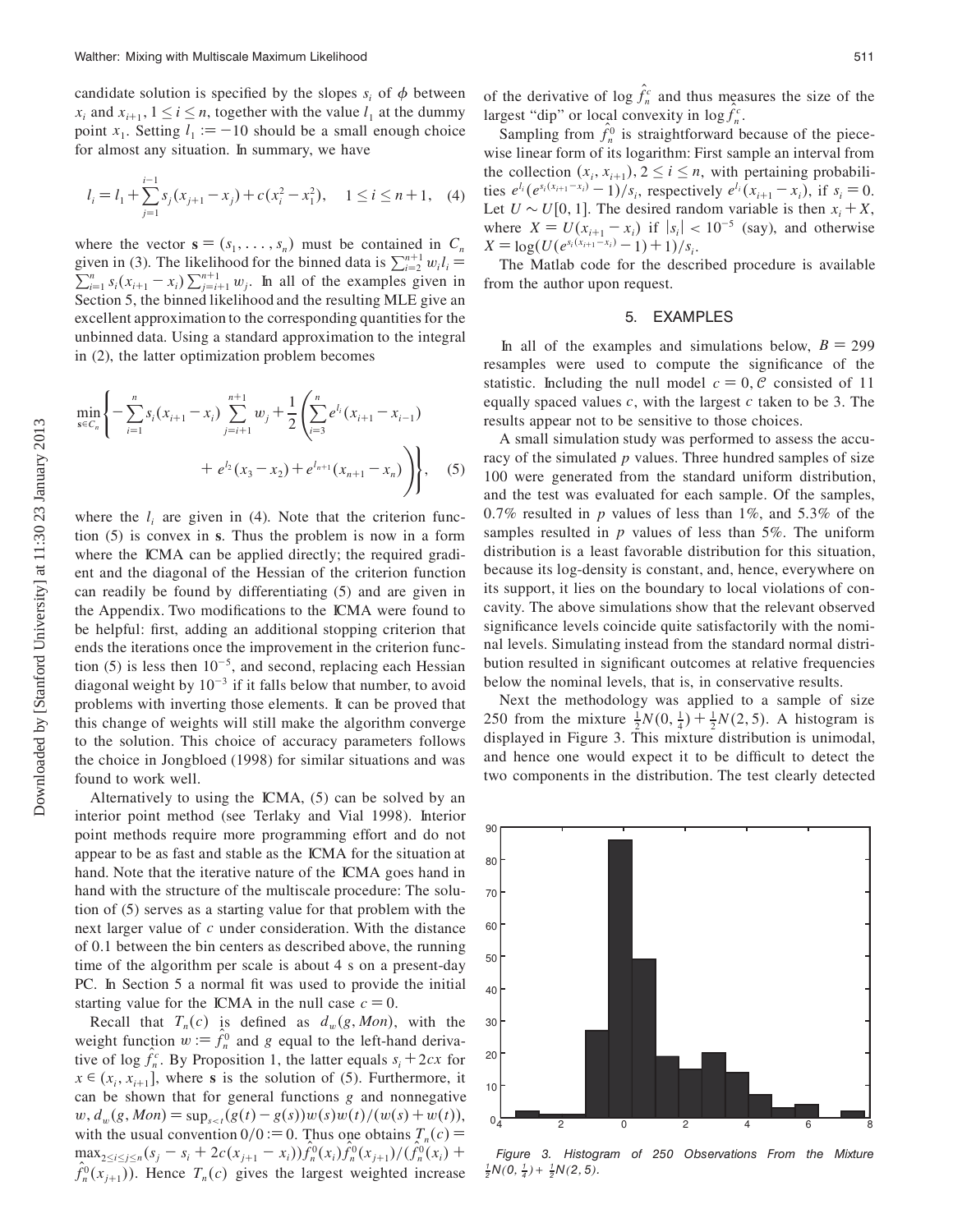candidate solution is specified by the slopes $s_i$ of $\phi$ between $x_i$ and $x_{i+1}$, $1 \le i \le n$, together with the value $l_1$ at the dummy point $x_1$. Setting $l_1 := -10$ should be a small enough choice for almost any situation. In summary, we have

$$l_i = l_1 + \sum_{j=1}^{i-1} s_j (x_{j+1} - x_j) + c(x_i^2 - x_1^2), \quad 1 \le i \le n+1, \quad (4)$$

where the vector $\mathbf{s} = (s_1, \dots, s_n)$ must be contained in $C_n$ given in (3). The likelihood for the binned data is $\sum_{i=2}^{n+1} w_i l_i = \sum_{i=1}^{n} s_i (x_{i+1} - x_i) \sum_{j=i+1}^{n+1} w_j$. In all of the examples given in Section 5, the binned likelihood and the resulting MLE give an excellent approximation to the corresponding quantities for the unbinned data. Using a standard approximation to the integral in (2), the latter optimization problem becomes

$$\min_{\mathbf{s} \in C_n} \left\{ -\sum_{i=1}^{n} s_i (x_{i+1} - x_i) \sum_{j=i+1}^{n+1} w_j + \frac{1}{2} \left( \sum_{i=3}^{n} e^{l_i} (x_{i+1} - x_{i-1}) + e^{l_2}(x_3 - x_2) + e^{l_{n+1}}(x_{n+1} - x_n) \right) \right\}, \quad (5)$$

where the $l_i$ are given in (4). Note that the criterion function (5) is convex in $\mathbf{s}$. Thus the problem is now in a form where the ICMA can be applied directly; the required gradient and the diagonal of the Hessian of the criterion function can readily be found by differentiating (5) and are given in the Appendix. Two modifications to the ICMA were found to be helpful: first, adding an additional stopping criterion that ends the iterations once the improvement in the criterion function (5) is less then $10^{-5}$, and second, replacing each Hessian diagonal weight by $10^{-3}$ if it falls below that number, to avoid problems with inverting those elements. It can be proved that this change of weights will still make the algorithm converge to the solution. This choice of accuracy parameters follows the choice in Jongbloed (1998) for similar situations and was found to work well.

Alternatively to using the ICMA, (5) can be solved by an interior point method (see Terlaky and Vial 1998). Interior point methods require more programming effort and do not appear to be as fast and stable as the ICMA for the situation at hand. Note that the iterative nature of the ICMA goes hand in hand with the structure of the multiscale procedure: The solution of (5) serves as a starting value for that problem with the next larger value of $c$ under consideration. With the distance of 0.1 between the bin centers as described above, the running time of the algorithm per scale is about 4 s on a present-day PC. In Section 5 a normal fit was used to provide the initial starting value for the ICMA in the null case $c = 0$.

Recall that $T_n(c)$ is defined as $d_w(g, Mon)$, with the weight function $w := \hat{f}_n^0$ and $g$ equal to the left-hand derivative of $\log \hat{f}_n^c$. By Proposition 1, the latter equals $s_i + 2cx$ for $x \in (x_i, x_{i+1}]$, where $\mathbf{s}$ is the solution of (5). Furthermore, it can be shown that for general functions $g$ and nonnegative $w$, $d_w(g, Mon) = \sup_{s<t} (g(t) - g(s)) w(s) w(t) / (w(s) + w(t))$, with the usual convention $0/0 := 0$. Thus one obtains $T_n(c) = \max_{2 \le i \le j \le n} (s_j - s_i + 2c(x_{j+1} - x_i)) \hat{f}_n^0(x_i) \hat{f}_n^0(x_{j+1}) / (\hat{f}_n^0(x_i) + \hat{f}_n^0(x_{j+1}))$. Hence $T_n(c)$ gives the largest weighted increase of the derivative of $\log \hat{f}_n^c$ and thus measures the size of the largest "dip" or local convexity in $\log \hat{f}_n^c$.

Sampling from $\hat{f}_n^0$ is straightforward because of the piecewise linear form of its logarithm: First sample an interval from the collection $(x_i, x_{i+1})$, $2 \le i \le n$, with pertaining probabilities $e^{l_i}(e^{s_i(x_{i+1} - x_i)} - 1)/s_i$, respectively $e^{l_i}(x_{i+1} - x_i)$, if $s_i = 0$. Let $U \sim U[0, 1]$. The desired random variable is then $x_i + X$, where $X = U(x_{i+1} - x_i)$ if $|s_i| < 10^{-5}$ (say), and otherwise $X = \log(U(e^{s_i(x_{i+1} - x_i)} - 1) + 1)/s_i$.

The Matlab code for the described procedure is available from the author upon request.

## 5. EXAMPLES

In all of the examples and simulations below, $B = 299$ resamples were used to compute the significance of the statistic. Including the null model $c = 0$, $\mathcal{C}$ consisted of 11 equally spaced values $c$, with the largest $c$ taken to be 3. The results appear not to be sensitive to those choices.

A small simulation study was performed to assess the accuracy of the simulated $p$ values. Three hundred samples of size 100 were generated from the standard uniform distribution, and the test was evaluated for each sample. Of the samples, 0.7% resulted in $p$ values of less than 1%, and 5.3% of the samples resulted in $p$ values of less than 5%. The uniform distribution is a least favorable distribution for this situation, because its log-density is constant, and, hence, everywhere on its support, it lies on the boundary to local violations of concavity. The above simulations show that the relevant observed significance levels coincide quite satisfactorily with the nominal levels. Simulating instead from the standard normal distribution resulted in significant outcomes at relative frequencies below the nominal levels, that is, in conservative results.

Next the methodology was applied to a sample of size 250 from the mixture $\frac{1}{2}N(0, \frac{1}{4}) + \frac{1}{2}N(2, 5)$. A histogram is displayed in Figure 3. This mixture distribution is unimodal, and hence one would expect it to be difficult to detect the two components in the distribution. The test clearly detected

*Figure 3. Histogram of 250 Observations From the Mixture $\frac{1}{2}N(0, \frac{1}{4}) + \frac{1}{2}N(2, 5)$.*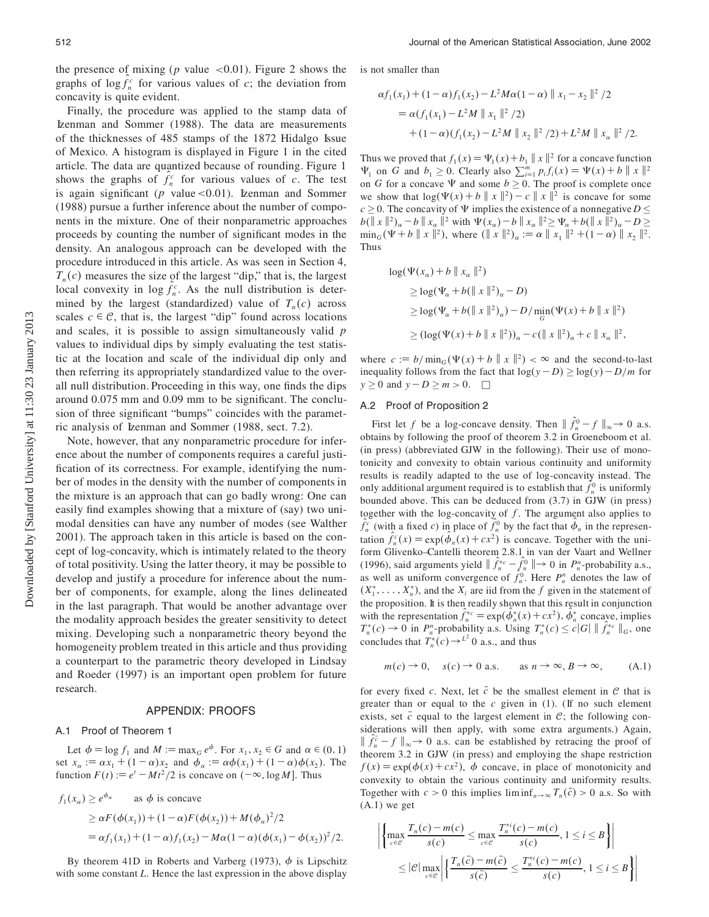the presence of mixing ($p$ value $<0.01$). Figure 2 shows the graphs of $\log \hat{f}_n^c$ for various values of $c$; the deviation from concavity is quite evident.

Finally, the procedure was applied to the stamp data of Izenman and Sommer (1988). The data are measurements of the thicknesses of 485 stamps of the 1872 Hidalgo Issue of Mexico. A histogram is displayed in Figure 1 in the cited article. The data are quantized because of rounding. Figure 1 shows the graphs of $\hat{f}_n^c$ for various values of $c$. The test is again significant ($p$ value $<0.01$). Izenman and Sommer (1988) pursue a further inference about the number of components in the mixture. One of their nonparametric approaches proceeds by counting the number of significant modes in the density. An analogous approach can be developed with the procedure introduced in this article. As was seen in Section 4, $T_n(c)$ measures the size of the largest "dip," that is, the largest local convexity in $\log \hat{f}_n^c$. As the null distribution is determined by the largest (standardized) value of $T_n(c)$ across scales $c \in \mathcal{C}$, that is, the largest "dip" found across locations and scales, it is possible to assign simultaneously valid $p$ values to individual dips by simply evaluating the test statistic at the location and scale of the individual dip only and then referring its appropriately standardized value to the overall null distribution. Proceeding in this way, one finds the dips around 0.075 mm and 0.09 mm to be significant. The conclusion of three significant "bumps" coincides with the parametric analysis of Izenman and Sommer (1988, sect. 7.2).

Note, however, that any nonparametric procedure for inference about the number of components requires a careful justification of its correctness. For example, identifying the number of modes in the density with the number of components in the mixture is an approach that can go badly wrong: One can easily find examples showing that a mixture of (say) two unimodal densities can have any number of modes (see Walther 2001). The approach taken in this article is based on the concept of log-concavity, which is intimately related to the theory of total positivity. Using the latter theory, it may be possible to develop and justify a procedure for inference about the number of components, for example, along the lines delineated in the last paragraph. That would be another advantage over the modality approach besides the greater sensitivity to detect mixing. Developing such a nonparametric theory beyond the homogeneity problem treated in this article and thus providing a counterpart to the parametric theory developed in Lindsay and Roeder (1997) is an important open problem for future research.

## APPENDIX: PROOFS

### A.1 Proof of Theorem 1

Let $\phi = \log f_1$ and $M := \max_G e^{\phi}$. For $x_1, x_2 \in G$ and $\alpha \in (0,1)$ set $x_\alpha := \alpha x_1 + (1-\alpha)x_2$ and $\phi_\alpha := \alpha\phi(x_1) + (1-\alpha)\phi(x_2)$. The function $F(t) := e^t - Mt^2/2$ is concave on $(-\infty, \log M]$. Thus

$$
\begin{aligned}
f_1(x_\alpha) &\geq e^{\phi_\alpha} \qquad \text{as } \phi \text{ is concave} \\
&\geq \alpha F(\phi(x_1)) + (1-\alpha)F(\phi(x_2)) + M(\phi_\alpha)^2/2 \\
&= \alpha f_1(x_1) + (1-\alpha) f_1(x_2) - M\alpha(1-\alpha)(\phi(x_1) - \phi(x_2))^2/2.
\end{aligned}
$$

By theorem 41D in Roberts and Varberg (1973), $\phi$ is Lipschitz with some constant $L$. Hence the last expression in the above display is not smaller than

$$
\begin{aligned}
&\alpha f_1(x_1) + (1-\alpha) f_1(x_2) - L^2 M\alpha(1-\alpha) \parallel x_1 - x_2 \parallel^2 /2 \\
&\quad = \alpha(f_1(x_1) - L^2 M \parallel x_1 \parallel^2 /2) \\
&\qquad + (1-\alpha)(f_1(x_2) - L^2 M \parallel x_2 \parallel^2 /2) + L^2 M \parallel x_\alpha \parallel^2 /2.
\end{aligned}
$$

Thus we proved that $f_1(x) = \Psi_1(x) + b_1 \parallel x \parallel^2$ for a concave function $\Psi_1$ on $G$ and $b_1 \geq 0$. Clearly also $\sum_{i=1}^m p_i f_i(x) = \Psi(x) + b \parallel x \parallel^2$ on $G$ for a concave $\Psi$ and some $b \geq 0$. The proof is complete once we show that $\log(\Psi(x) + b \parallel x \parallel^2) - c \parallel x \parallel^2$ is concave for some $c \geq 0$. The concavity of $\Psi$ implies the existence of a nonnegative $D \leq b(\parallel x \parallel^2)_\alpha - b \parallel x_\alpha \parallel^2$ with $\Psi(x_\alpha) - b \parallel x_\alpha \parallel^2 \geq \Psi_\alpha + b(\parallel x \parallel^2)_\alpha - D \geq \min_G(\Psi + b \parallel x \parallel^2)$, where $(\parallel x \parallel^2)_\alpha := \alpha \parallel x_1 \parallel^2 + (1-\alpha) \parallel x_2 \parallel^2$. Thus

$$
\begin{aligned}
&\log(\Psi(x_\alpha) + b \parallel x_\alpha \parallel^2) \\
&\quad \geq \log(\Psi_\alpha + b(\parallel x \parallel^2)_\alpha - D) \\
&\quad \geq \log(\Psi_\alpha + b(\parallel x \parallel^2)_\alpha) - D/\min_G(\Psi(x) + b \parallel x \parallel^2) \\
&\quad \geq (\log(\Psi(x) + b \parallel x \parallel^2))_\alpha - c(\parallel x \parallel^2)_\alpha + c \parallel x_\alpha \parallel^2,
\end{aligned}
$$

where $c := b/\min_G(\Psi(x) + b \parallel x \parallel^2) < \infty$ and the second-to-last inequality follows from the fact that $\log(y - D) \geq \log(y) - D/m$ for $y \geq 0$ and $y - D \geq m > 0$. $\square$

### A.2 Proof of Proposition 2

First let $f$ be a log-concave density. Then $\parallel \hat{f}_n^0 - f \parallel_\infty \to 0$ a.s. obtains by following the proof of theorem 3.2 in Groeneboom et al. (in press) (abbreviated GJW in the following). Their use of monotonicity and convexity to obtain various continuity and uniformity results is readily adapted to the use of log-concavity instead. The only additional argument required is to establish that $\hat{f}_n^0$ is uniformly bounded above. This can be deduced from (3.7) in GJW (in press) together with the log-concavity of $f$. The argument also applies to $\hat{f}_n^c$ (with a fixed $c$) in place of $\hat{f}_n^0$ by the fact that $\hat{\phi}_n$ in the representation $\hat{f}_n^c(x) = \exp(\hat{\phi}_n(x) + cx^2)$ is concave. Together with the uniform Glivenko–Cantelli theorem 2.8.1 in van der Vaart and Wellner (1996), said arguments yield $\parallel \hat{f}_n^{*c} - \hat{f}_n^0 \parallel \to 0$ in $P_n^n$-probability a.s., as well as uniform convergence of $\hat{f}_n^0$. Here $P_n^n$ denotes the law of $(X_1^*, \ldots, X_n^*)$, and the $X_i$ are iid from the $f$ given in the statement of the proposition. It is then readily shown that this result in conjunction with the representation $\hat{f}_n^{*c} = \exp(\hat{\phi}_n^*(x) + cx^2)$, $\hat{\phi}_n^*$ concave, implies $T_n^*(c) \to 0$ in $P_n^n$-probability a.s. Using $T_n^*(c) \leq c|G| \parallel \hat{f}_n^{*c} \parallel_G$, one concludes that $T_n^*(c) \to^{L^2} 0$ a.s., and thus

$$
m(c) \to 0, \quad s(c) \to 0 \text{ a.s.} \qquad \text{as } n \to \infty, B \to \infty, \tag{A.1}
$$

for every fixed $c$. Next, let $\bar{c}$ be the smallest element in $\mathcal{C}$ that is greater than or equal to the $c$ given in (1). (If no such element exists, set $\bar{c}$ equal to the largest element in $\mathcal{C}$; the following considerations will then apply, with some extra arguments.) Again, $\parallel \hat{f}_n^{\bar{c}} - f \parallel_\infty \to 0$ a.s. can be established by retracing the proof of theorem 3.2 in GJW (in press) and employing the shape restriction $f(x) = \exp(\phi(x) + cx^2)$, $\phi$ concave, in place of monotonicity and convexity to obtain the various continuity and uniformity results. Together with $c > 0$ this implies $\liminf_{n\to\infty} T_n(\bar{c}) > 0$ a.s. So with (A.1) we get

$$
\begin{aligned}
&\left| \left\{ \max_{c \in \mathcal{C}} \frac{T_n(c) - m(c)}{s(c)} \leq \max_{c \in \mathcal{C}} \frac{T_n^{*i}(c) - m(c)}{s(c)}, 1 \leq i \leq B \right\} \right| \\
&\quad \leq |\mathcal{C}| \max_{c \in \mathcal{C}} \left| \left\{ \frac{T_n(\bar{c}) - m(\bar{c})}{s(\bar{c})} \leq \frac{T_n^{*i}(c) - m(c)}{s(c)}, 1 \leq i \leq B \right\} \right|
\end{aligned}
$$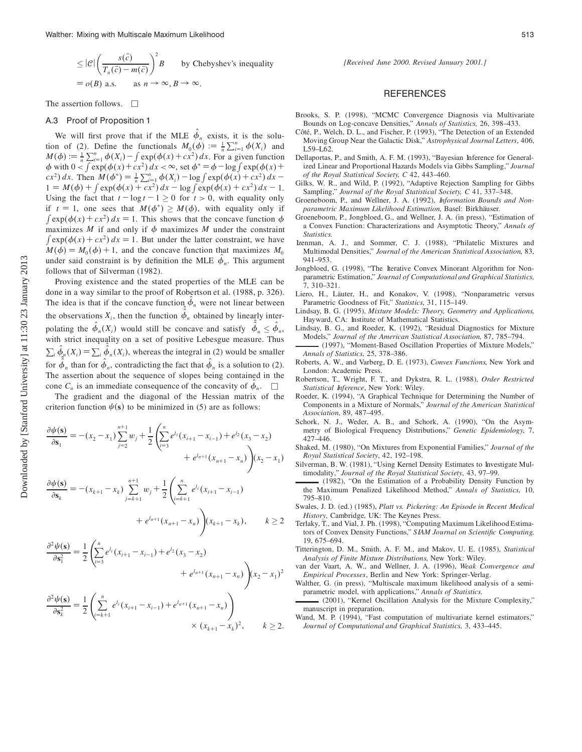$$\leq |\mathcal{C}| \left( \frac{s(\bar{c})}{T_n(\bar{c}) - m(\bar{c})} \right)^2 B \qquad \text{by Chebyshev's inequality}$$

$$= o(B) \text{ a.s.} \qquad \text{as } n \to \infty, B \to \infty.$$

The assertion follows. □

### A.3 Proof of Proposition 1

We will first prove that if the MLE $\hat{\phi}_n$ exists, it is the solution of (2). Define the functionals $M_0(\phi) := \frac{1}{n} \sum_{i=1}^n \phi(X_i)$ and $M(\phi) := \frac{1}{n} \sum_{i=1}^n \phi(X_i) - \int \exp(\phi(x) + cx^2)\, dx$. For a given function $\phi$ with $0 < \int \exp(\phi(x) + cx^2)\, dx < \infty$, set $\phi^* = \phi - \log \int \exp(\phi(x) + cx^2)\, dx$. Then $M(\phi^*) = \frac{1}{n} \sum_{i=1}^n \phi(X_i) - \log \int \exp(\phi(x) + cx^2)\, dx - 1 = M(\phi) + \int \exp(\phi(x) + cx^2)\, dx - \log \int \exp(\phi(x) + cx^2)\, dx - 1$. Using the fact that $t - \log t - 1 \geq 0$ for $t > 0$, with equality only if $t = 1$, one sees that $M(\phi^*) \geq M(\phi)$, with equality only if $\int \exp(\phi(x) + cx^2)\, dx = 1$. This shows that the concave function $\phi$ maximizes $M$ if and only if $\phi$ maximizes $M$ under the constraint $\int \exp(\phi(x) + cx^2)\, dx = 1$. But under the latter constraint, we have $M(\phi) = M_0(\phi) + 1$, and the concave function that maximizes $M_0$ under said constraint is by definition the MLE $\hat{\phi}_n$. This argument follows that of Silverman (1982).

Proving existence and the stated properties of the MLE can be done in a way similar to the proof of Robertson et al. (1988, p. 326). The idea is that if the concave function $\hat{\phi}_n$ were not linear between the observations $X_i$, then the function $\hat{\hat{\phi}}_n$ obtained by linearly interpolating the $\hat{\phi}_n(X_i)$ would still be concave and satisfy $\hat{\hat{\phi}}_n \leq \hat{\phi}_n$, with strict inequality on a set of positive Lebesgue measure. Thus $\sum_i \hat{\phi}_n(X_i) = \sum_i \hat{\hat{\phi}}_n(X_i)$, whereas the integral in (2) would be smaller for $\hat{\hat{\phi}}_n$ than for $\hat{\phi}_n$, contradicting the fact that $\hat{\phi}_n$ is a solution to (2). The assertion about the sequence of slopes being contained in the cone $C_n$ is an immediate consequence of the concavity of $\hat{\phi}_n$. □

The gradient and the diagonal of the Hessian matrix of the criterion function $\psi(\mathbf{s})$ to be minimized in (5) are as follows:

$$\frac{\partial \psi(\mathbf{s})}{\partial \mathbf{s}_1} = -(x_2 - x_1) \sum_{j=2}^{n+1} w_j + \frac{1}{2} \left( \sum_{i=3}^{n} e^{l_i}(x_{i+1} - x_{i-1}) + e^{l_2}(x_3 - x_2) + e^{l_{n+1}}(x_{n+1} - x_n) \right)(x_2 - x_1)$$

$$\frac{\partial \psi(\mathbf{s})}{\partial \mathbf{s}_k} = -(x_{k+1} - x_k) \sum_{j=k+1}^{n+1} w_j + \frac{1}{2} \left( \sum_{i=k+1}^{n} e^{l_i}(x_{i+1} - x_{i-1}) + e^{l_{n+1}}(x_{n+1} - x_n) \right)(x_{k+1} - x_k), \qquad k \geq 2$$

$$\frac{\partial^2 \psi(\mathbf{s})}{\partial \mathbf{s}_1^2} = \frac{1}{2} \left( \sum_{i=3}^{n} e^{l_i}(x_{i+1} - x_{i-1}) + e^{l_2}(x_3 - x_2) + e^{l_{n+1}}(x_{n+1} - x_n) \right)(x_2 - x_1)^2$$

$$\frac{\partial^2 \psi(\mathbf{s})}{\partial \mathbf{s}_k^2} = \frac{1}{2} \left( \sum_{i=k+1}^{n} e^{l_i}(x_{i+1} - x_{i-1}) + e^{l_{n+1}}(x_{n+1} - x_n) \right) \times (x_{k+1} - x_k)^2, \qquad k \geq 2.$$

*[Received June 2000. Revised January 2001.]*

## REFERENCES

Brooks, S. P. (1998), "MCMC Convergence Diagnosis via Multivariate Bounds on Log-concave Densities," *Annals of Statistics*, 26, 398–433.

Côté, P., Welch, D. L., and Fischer, P. (1993), "The Detection of an Extended Moving Group Near the Galactic Disk," *Astrophysical Journal Letters*, 406, L59–L62.

Dellaportas, P., and Smith, A. F. M. (1993), "Bayesian Inference for Generalized Linear and Proportional Hazards Models via Gibbs Sampling," *Journal of the Royal Statistical Society, C* 42, 443–460.

Gilks, W. R., and Wild, P. (1992), "Adaptive Rejection Sampling for Gibbs Sampling," *Journal of the Royal Statistical Society, C* 41, 337–348.

Groeneboom, P., and Wellner, J. A. (1992), *Information Bounds and Nonparametric Maximum Likelihood Estimation*, Basel: Birkhäuser.

Groeneboom, P., Jongbloed, G., and Wellner, J. A. (in press), "Estimation of a Convex Function: Characterizations and Asymptotic Theory," *Annals of Statistics*.

Izenman, A. J., and Sommer, C. J. (1988), "Philatelic Mixtures and Multimodal Densities," *Journal of the American Statistical Association*, 83, 941–953.

Jongbloed, G. (1998), "The Iterative Convex Minorant Algorithm for Nonparametric Estimation," *Journal of Computational and Graphical Statistics*, 7, 310–321.

Liero, H., Läuter, H., and Konakov, V. (1998), "Nonparametric versus Parametric Goodness of Fit," *Statistics*, 31, 115–149.

Lindsay, B. G. (1995), *Mixture Models: Theory, Geometry and Applications*, Hayward, CA: Institute of Mathematical Statistics.

Lindsay, B. G., and Roeder, K. (1992), "Residual Diagnostics for Mixture Models," *Journal of the American Statistical Association*, 87, 785–794.

——— (1997), "Moment-Based Oscillation Properties of Mixture Models," *Annals of Statistics*, 25, 378–386.

Roberts, A. W., and Varberg, D. E. (1973), *Convex Functions*, New York and London: Academic Press.

Robertson, T., Wright, F. T., and Dykstra, R. L. (1988), *Order Restricted Statistical Inference*, New York: Wiley.

Roeder, K. (1994), "A Graphical Technique for Determining the Number of Components in a Mixture of Normals," *Journal of the American Statistical Association*, 89, 487–495.

Schork, N. J., Weder, A. B., and Schork, A. (1990), "On the Asymmetry of Biological Frequency Distributions," *Genetic Epidemiology*, 7, 427–446.

Shaked, M. (1980), "On Mixtures from Exponential Families," *Journal of the Royal Statistical Society*, 42, 192–198.

Silverman, B. W. (1981), "Using Kernel Density Estimates to Investigate Multimodality," *Journal of the Royal Statistical Society*, 43, 97–99.

——— (1982), "On the Estimation of a Probability Density Function by the Maximum Penalized Likelihood Method," *Annals of Statistics*, 10, 795–810.

Swales, J. D. (ed.) (1985), *Platt vs. Pickering: An Episode in Recent Medical History*, Cambridge, UK: The Keynes Press.

Terlaky, T., and Vial, J. Ph. (1998), "Computing Maximum Likelihood Estimators of Convex Density Functions," *SIAM Journal on Scientific Computing*, 19, 675–694.

Titterington, D. M., Smith, A. F. M., and Makov, U. E. (1985), *Statistical Analysis of Finite Mixture Distributions*, New York: Wiley.

van der Vaart, A. W., and Wellner, J. A. (1996), *Weak Convergence and Empirical Processes*, Berlin and New York: Springer-Verlag.

Walther, G. (in press), "Multiscale maximum likelihood analysis of a semiparametric model, with applications," *Annals of Statistics*.

——— (2001), "Kernel Oscillation Analysis for the Mixture Complexity," manuscript in preparation.

Wand, M. P. (1994), "Fast computation of multivariate kernel estimators," *Journal of Computational and Graphical Statistics*, 3, 433–445.